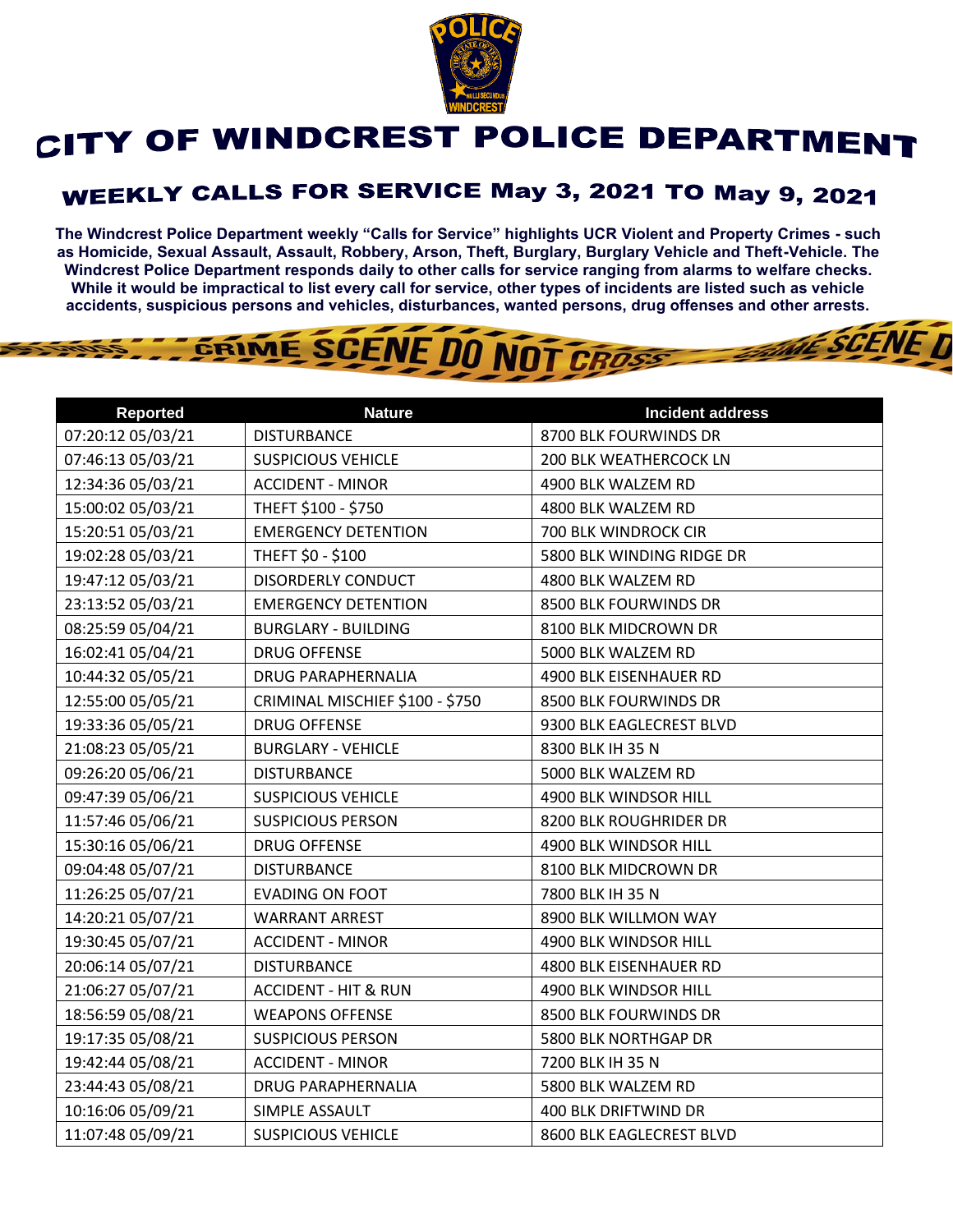# CITY OF WINDCREST POLICE DEPARTMENT

## WEEKLY CALLS FOR SERVICE May 3, 2021 TO May 9, 2021

**The Windcrest Police Department weekly "Calls for Service" highlights UCR Violent and Property Crimes - such as Homicide, Sexual Assault, Assault, Robbery, Arson, Theft, Burglary, Burglary Vehicle and Theft-Vehicle. The Windcrest Police Department responds daily to other calls for service ranging from alarms to welfare checks. While it would be impractical to list every call for service, other types of incidents are listed such as vehicle accidents, suspicious persons and vehicles, disturbances, wanted persons, drug offenses and other arrests.**

| Reported | Nature | Incident address |
|---|---|---|
| 07:20:12 05/03/21 | DISTURBANCE | 8700 BLK FOURWINDS DR |
| 07:46:13 05/03/21 | SUSPICIOUS VEHICLE | 200 BLK WEATHERCOCK LN |
| 12:34:36 05/03/21 | ACCIDENT - MINOR | 4900 BLK WALZEM RD |
| 15:00:02 05/03/21 | THEFT $100 - $750 | 4800 BLK WALZEM RD |
| 15:20:51 05/03/21 | EMERGENCY DETENTION | 700 BLK WINDROCK CIR |
| 19:02:28 05/03/21 | THEFT $0 - $100 | 5800 BLK WINDING RIDGE DR |
| 19:47:12 05/03/21 | DISORDERLY CONDUCT | 4800 BLK WALZEM RD |
| 23:13:52 05/03/21 | EMERGENCY DETENTION | 8500 BLK FOURWINDS DR |
| 08:25:59 05/04/21 | BURGLARY - BUILDING | 8100 BLK MIDCROWN DR |
| 16:02:41 05/04/21 | DRUG OFFENSE | 5000 BLK WALZEM RD |
| 10:44:32 05/05/21 | DRUG PARAPHERNALIA | 4900 BLK EISENHAUER RD |
| 12:55:00 05/05/21 | CRIMINAL MISCHIEF $100 - $750 | 8500 BLK FOURWINDS DR |
| 19:33:36 05/05/21 | DRUG OFFENSE | 9300 BLK EAGLECREST BLVD |
| 21:08:23 05/05/21 | BURGLARY - VEHICLE | 8300 BLK IH 35 N |
| 09:26:20 05/06/21 | DISTURBANCE | 5000 BLK WALZEM RD |
| 09:47:39 05/06/21 | SUSPICIOUS VEHICLE | 4900 BLK WINDSOR HILL |
| 11:57:46 05/06/21 | SUSPICIOUS PERSON | 8200 BLK ROUGHRIDER DR |
| 15:30:16 05/06/21 | DRUG OFFENSE | 4900 BLK WINDSOR HILL |
| 09:04:48 05/07/21 | DISTURBANCE | 8100 BLK MIDCROWN DR |
| 11:26:25 05/07/21 | EVADING ON FOOT | 7800 BLK IH 35 N |
| 14:20:21 05/07/21 | WARRANT ARREST | 8900 BLK WILLMON WAY |
| 19:30:45 05/07/21 | ACCIDENT - MINOR | 4900 BLK WINDSOR HILL |
| 20:06:14 05/07/21 | DISTURBANCE | 4800 BLK EISENHAUER RD |
| 21:06:27 05/07/21 | ACCIDENT - HIT & RUN | 4900 BLK WINDSOR HILL |
| 18:56:59 05/08/21 | WEAPONS OFFENSE | 8500 BLK FOURWINDS DR |
| 19:17:35 05/08/21 | SUSPICIOUS PERSON | 5800 BLK NORTHGAP DR |
| 19:42:44 05/08/21 | ACCIDENT - MINOR | 7200 BLK IH 35 N |
| 23:44:43 05/08/21 | DRUG PARAPHERNALIA | 5800 BLK WALZEM RD |
| 10:16:06 05/09/21 | SIMPLE ASSAULT | 400 BLK DRIFTWIND DR |
| 11:07:48 05/09/21 | SUSPICIOUS VEHICLE | 8600 BLK EAGLECREST BLVD |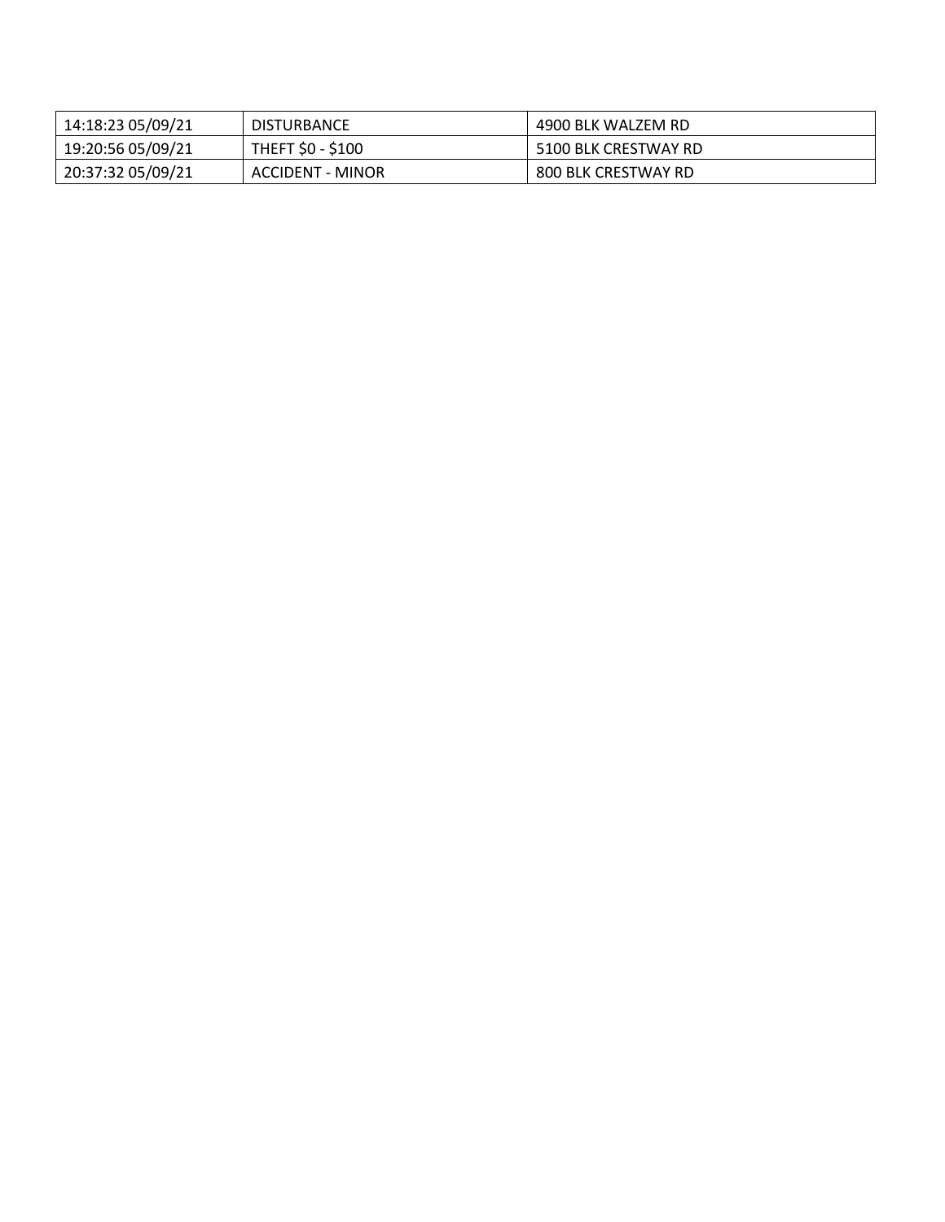| | | |
|---|---|---|
| 14:18:23 05/09/21 | DISTURBANCE | 4900 BLK WALZEM RD |
| 19:20:56 05/09/21 | THEFT $0 - $100 | 5100 BLK CRESTWAY RD |
| 20:37:32 05/09/21 | ACCIDENT - MINOR | 800 BLK CRESTWAY RD |